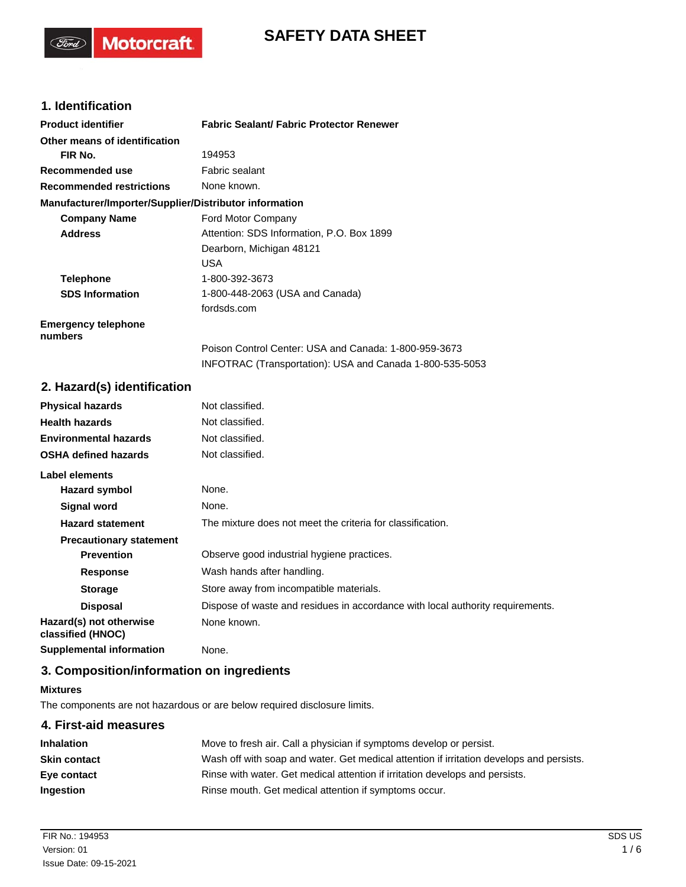# SAFETY DATA SHEET

## 1. Identification

| | |
|---|---|
| **Product identifier** | **Fabric Sealant/ Fabric Protector Renewer** |
| **Other means of identification** | |
| **FIR No.** | 194953 |
| **Recommended use** | Fabric sealant |
| **Recommended restrictions** | None known. |

**Manufacturer/Importer/Supplier/Distributor information**

| | |
|---|---|
| **Company Name** | Ford Motor Company |
| **Address** | Attention: SDS Information, P.O. Box 1899<br>Dearborn, Michigan 48121<br>USA |
| **Telephone** | 1-800-392-3673 |
| **SDS Information** | 1-800-448-2063 (USA and Canada)<br>fordsds.com |
| **Emergency telephone numbers** | Poison Control Center: USA and Canada: 1-800-959-3673<br>INFOTRAC (Transportation): USA and Canada 1-800-535-5053 |

## 2. Hazard(s) identification

| | |
|---|---|
| **Physical hazards** | Not classified. |
| **Health hazards** | Not classified. |
| **Environmental hazards** | Not classified. |
| **OSHA defined hazards** | Not classified. |

**Label elements**

| | |
|---|---|
| **Hazard symbol** | None. |
| **Signal word** | None. |
| **Hazard statement** | The mixture does not meet the criteria for classification. |
| **Precautionary statement** | |
| **Prevention** | Observe good industrial hygiene practices. |
| **Response** | Wash hands after handling. |
| **Storage** | Store away from incompatible materials. |
| **Disposal** | Dispose of waste and residues in accordance with local authority requirements. |
| **Hazard(s) not otherwise classified (HNOC)** | None known. |
| **Supplemental information** | None. |

## 3. Composition/information on ingredients

**Mixtures**

The components are not hazardous or are below required disclosure limits.

## 4. First-aid measures

| | |
|---|---|
| **Inhalation** | Move to fresh air. Call a physician if symptoms develop or persist. |
| **Skin contact** | Wash off with soap and water. Get medical attention if irritation develops and persists. |
| **Eye contact** | Rinse with water. Get medical attention if irritation develops and persists. |
| **Ingestion** | Rinse mouth. Get medical attention if symptoms occur. |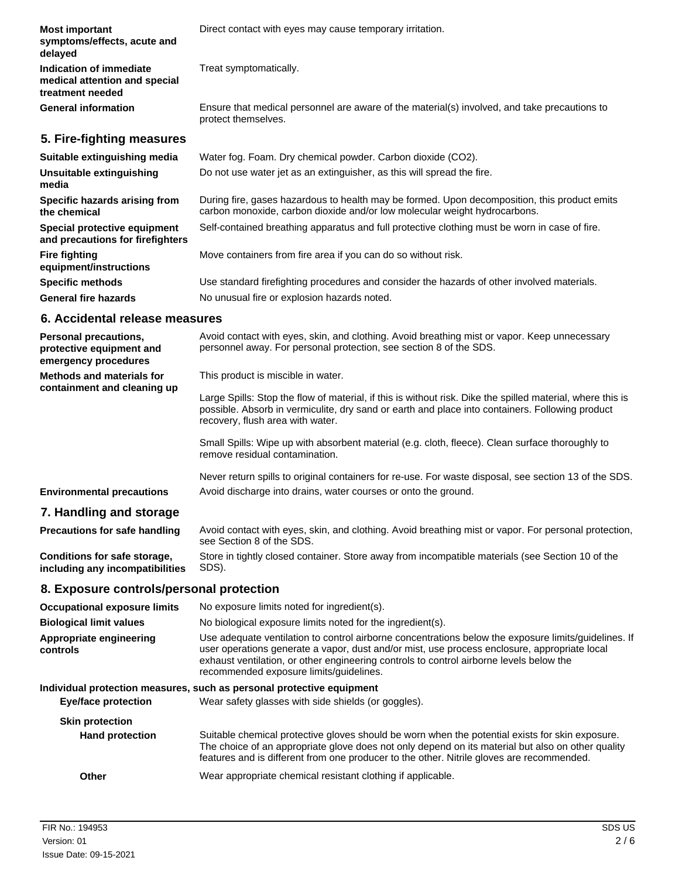**Most important symptoms/effects, acute and delayed** Direct contact with eyes may cause temporary irritation.

**Indication of immediate medical attention and special treatment needed** Treat symptomatically.

**General information** Ensure that medical personnel are aware of the material(s) involved, and take precautions to protect themselves.

## 5. Fire-fighting measures

**Suitable extinguishing media** Water fog. Foam. Dry chemical powder. Carbon dioxide ($CO_2$).

**Unsuitable extinguishing media** Do not use water jet as an extinguisher, as this will spread the fire.

**Specific hazards arising from the chemical** During fire, gases hazardous to health may be formed. Upon decomposition, this product emits carbon monoxide, carbon dioxide and/or low molecular weight hydrocarbons.

**Special protective equipment and precautions for firefighters** Self-contained breathing apparatus and full protective clothing must be worn in case of fire.

**Fire fighting equipment/instructions** Move containers from fire area if you can do so without risk.

**Specific methods** Use standard firefighting procedures and consider the hazards of other involved materials.

**General fire hazards** No unusual fire or explosion hazards noted.

## 6. Accidental release measures

**Personal precautions, protective equipment and emergency procedures** Avoid contact with eyes, skin, and clothing. Avoid breathing mist or vapor. Keep unnecessary personnel away. For personal protection, see section 8 of the SDS.

**Methods and materials for containment and cleaning up** This product is miscible in water.

Large Spills: Stop the flow of material, if this is without risk. Dike the spilled material, where this is possible. Absorb in vermiculite, dry sand or earth and place into containers. Following product recovery, flush area with water.

Small Spills: Wipe up with absorbent material (e.g. cloth, fleece). Clean surface thoroughly to remove residual contamination.

Never return spills to original containers for re-use. For waste disposal, see section 13 of the SDS.

**Environmental precautions** Avoid discharge into drains, water courses or onto the ground.

## 7. Handling and storage

**Precautions for safe handling** Avoid contact with eyes, skin, and clothing. Avoid breathing mist or vapor. For personal protection, see Section 8 of the SDS.

**Conditions for safe storage, including any incompatibilities** Store in tightly closed container. Store away from incompatible materials (see Section 10 of the SDS).

## 8. Exposure controls/personal protection

**Occupational exposure limits** No exposure limits noted for ingredient(s).

**Biological limit values** No biological exposure limits noted for the ingredient(s).

**Appropriate engineering controls** Use adequate ventilation to control airborne concentrations below the exposure limits/guidelines. If user operations generate a vapor, dust and/or mist, use process enclosure, appropriate local exhaust ventilation, or other engineering controls to control airborne levels below the recommended exposure limits/guidelines.

**Individual protection measures, such as personal protective equipment**

**Eye/face protection** Wear safety glasses with side shields (or goggles).

**Skin protection**

**Hand protection** Suitable chemical protective gloves should be worn when the potential exists for skin exposure. The choice of an appropriate glove does not only depend on its material but also on other quality features and is different from one producer to the other. Nitrile gloves are recommended.

**Other** Wear appropriate chemical resistant clothing if applicable.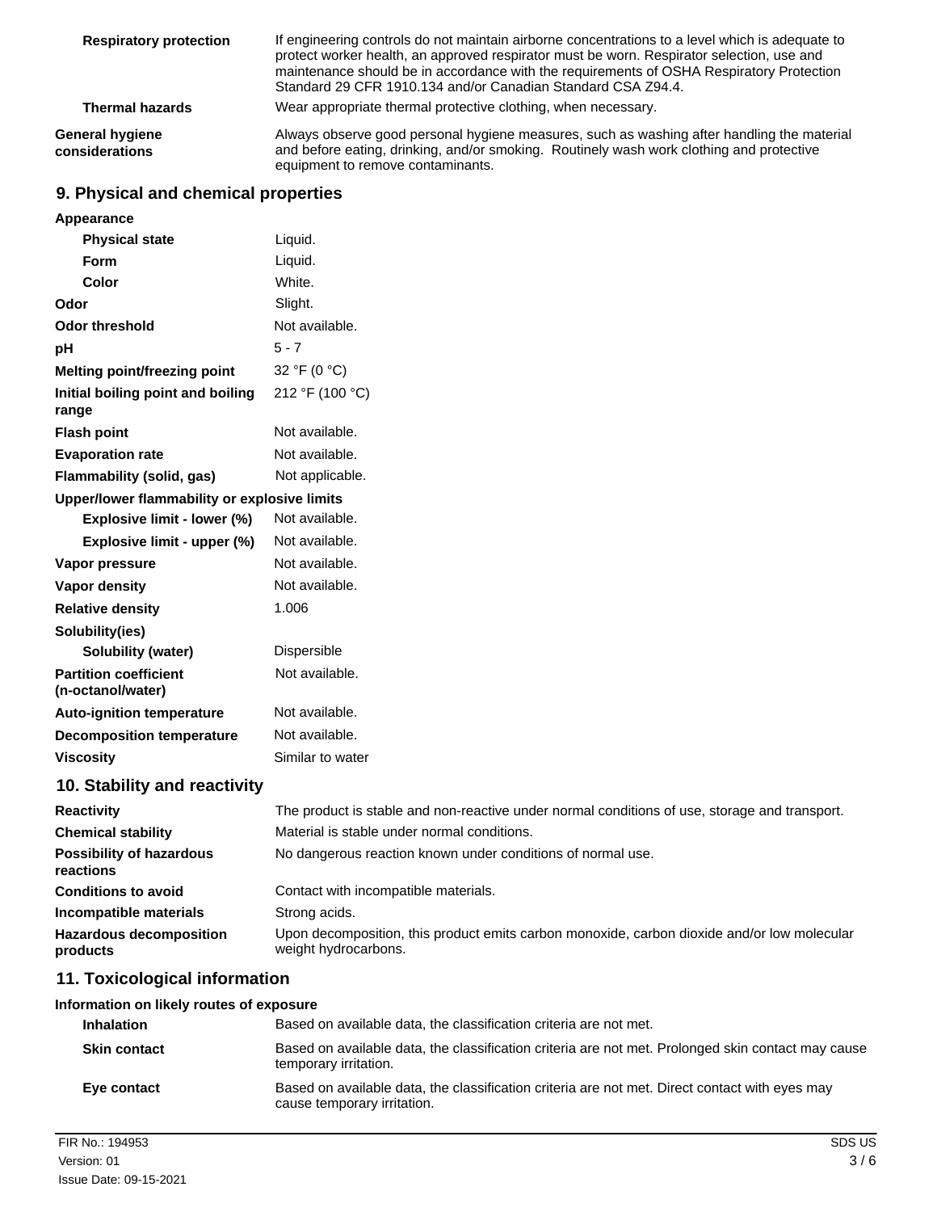| | |
|---|---|
| **Respiratory protection** | If engineering controls do not maintain airborne concentrations to a level which is adequate to protect worker health, an approved respirator must be worn. Respirator selection, use and maintenance should be in accordance with the requirements of OSHA Respiratory Protection Standard 29 CFR 1910.134 and/or Canadian Standard CSA Z94.4. |
| **Thermal hazards** | Wear appropriate thermal protective clothing, when necessary. |

| | |
|---|---|
| **General hygiene considerations** | Always observe good personal hygiene measures, such as washing after handling the material and before eating, drinking, and/or smoking. Routinely wash work clothing and protective equipment to remove contaminants. |

## 9. Physical and chemical properties

| | |
|---|---|
| **Appearance** | |
| **Physical state** | Liquid. |
| **Form** | Liquid. |
| **Color** | White. |
| **Odor** | Slight. |
| **Odor threshold** | Not available. |
| **pH** | 5 - 7 |
| **Melting point/freezing point** | 32 °F (0 °C) |
| **Initial boiling point and boiling range** | 212 °F (100 °C) |
| **Flash point** | Not available. |
| **Evaporation rate** | Not available. |
| **Flammability (solid, gas)** | Not applicable. |
| **Upper/lower flammability or explosive limits** | |
| **Explosive limit - lower (%)** | Not available. |
| **Explosive limit - upper (%)** | Not available. |
| **Vapor pressure** | Not available. |
| **Vapor density** | Not available. |
| **Relative density** | 1.006 |
| **Solubility(ies)** | |
| **Solubility (water)** | Dispersible |
| **Partition coefficient (n-octanol/water)** | Not available. |
| **Auto-ignition temperature** | Not available. |
| **Decomposition temperature** | Not available. |
| **Viscosity** | Similar to water |

## 10. Stability and reactivity

| | |
|---|---|
| **Reactivity** | The product is stable and non-reactive under normal conditions of use, storage and transport. |
| **Chemical stability** | Material is stable under normal conditions. |
| **Possibility of hazardous reactions** | No dangerous reaction known under conditions of normal use. |
| **Conditions to avoid** | Contact with incompatible materials. |
| **Incompatible materials** | Strong acids. |
| **Hazardous decomposition products** | Upon decomposition, this product emits carbon monoxide, carbon dioxide and/or low molecular weight hydrocarbons. |

## 11. Toxicological information

**Information on likely routes of exposure**

| | |
|---|---|
| **Inhalation** | Based on available data, the classification criteria are not met. |
| **Skin contact** | Based on available data, the classification criteria are not met. Prolonged skin contact may cause temporary irritation. |
| **Eye contact** | Based on available data, the classification criteria are not met. Direct contact with eyes may cause temporary irritation. |

FIR No.: 194953
Version: 01
Issue Date: 09-15-2021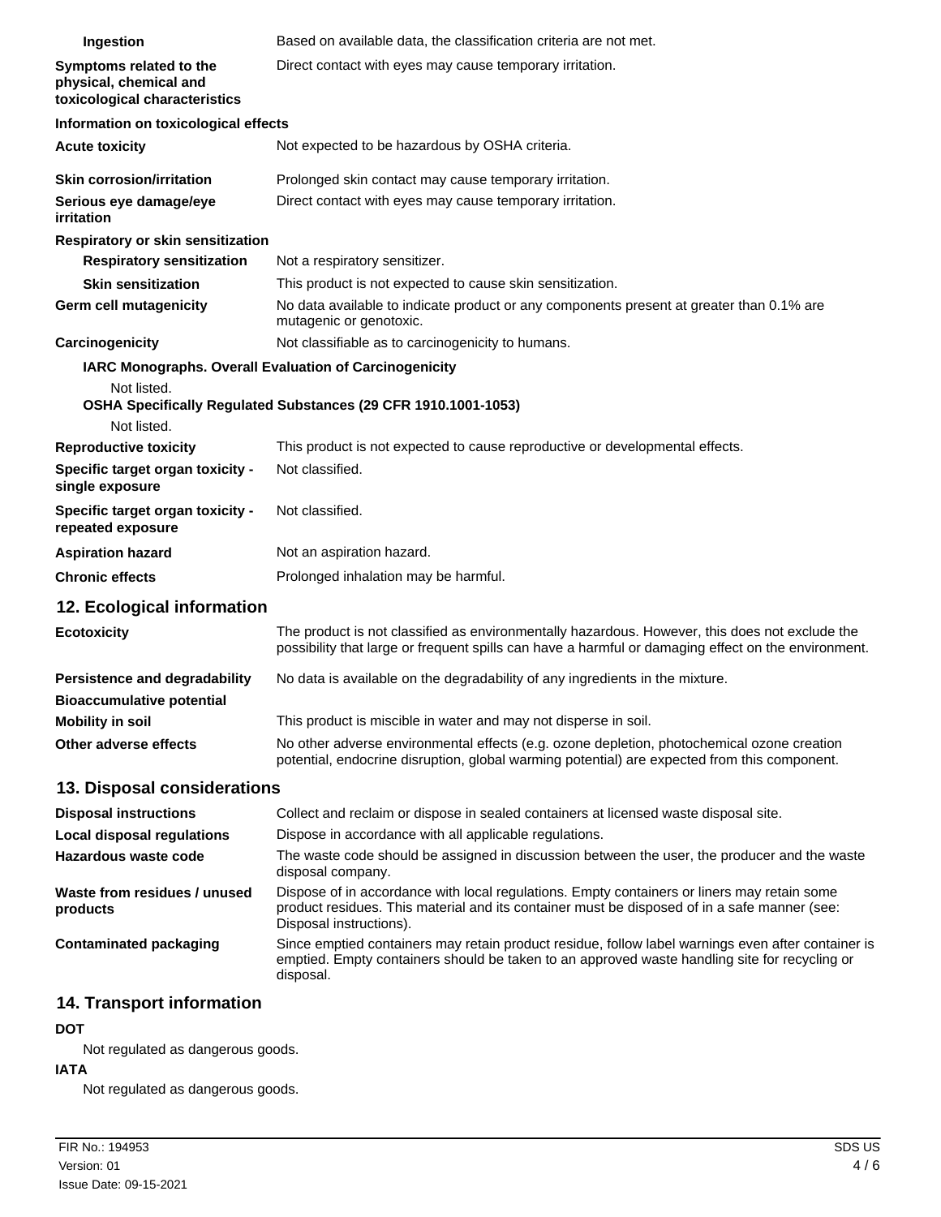**Ingestion** Based on available data, the classification criteria are not met.

**Symptoms related to the physical, chemical and toxicological characteristics** Direct contact with eyes may cause temporary irritation.

**Information on toxicological effects**

**Acute toxicity** Not expected to be hazardous by OSHA criteria.

**Skin corrosion/irritation** Prolonged skin contact may cause temporary irritation.

**Serious eye damage/eye irritation** Direct contact with eyes may cause temporary irritation.

**Respiratory or skin sensitization**

**Respiratory sensitization** Not a respiratory sensitizer.

**Skin sensitization** This product is not expected to cause skin sensitization.

**Germ cell mutagenicity** No data available to indicate product or any components present at greater than 0.1% are mutagenic or genotoxic.

**Carcinogenicity** Not classifiable as to carcinogenicity to humans.

**IARC Monographs. Overall Evaluation of Carcinogenicity**

Not listed.

**OSHA Specifically Regulated Substances (29 CFR 1910.1001-1053)**

Not listed.

**Reproductive toxicity** This product is not expected to cause reproductive or developmental effects.

**Specific target organ toxicity - single exposure** Not classified.

**Specific target organ toxicity - repeated exposure** Not classified.

**Aspiration hazard** Not an aspiration hazard.

**Chronic effects** Prolonged inhalation may be harmful.

## 12. Ecological information

**Ecotoxicity** The product is not classified as environmentally hazardous. However, this does not exclude the possibility that large or frequent spills can have a harmful or damaging effect on the environment.

**Persistence and degradability** No data is available on the degradability of any ingredients in the mixture.

**Bioaccumulative potential**

**Mobility in soil** This product is miscible in water and may not disperse in soil.

**Other adverse effects** No other adverse environmental effects (e.g. ozone depletion, photochemical ozone creation potential, endocrine disruption, global warming potential) are expected from this component.

## 13. Disposal considerations

**Disposal instructions** Collect and reclaim or dispose in sealed containers at licensed waste disposal site.

**Local disposal regulations** Dispose in accordance with all applicable regulations.

**Hazardous waste code** The waste code should be assigned in discussion between the user, the producer and the waste disposal company.

**Waste from residues / unused products** Dispose of in accordance with local regulations. Empty containers or liners may retain some product residues. This material and its container must be disposed of in a safe manner (see: Disposal instructions).

**Contaminated packaging** Since emptied containers may retain product residue, follow label warnings even after container is emptied. Empty containers should be taken to an approved waste handling site for recycling or disposal.

## 14. Transport information

**DOT**

Not regulated as dangerous goods.

**IATA**

Not regulated as dangerous goods.

FIR No.: 194953
Version: 01
Issue Date: 09-15-2021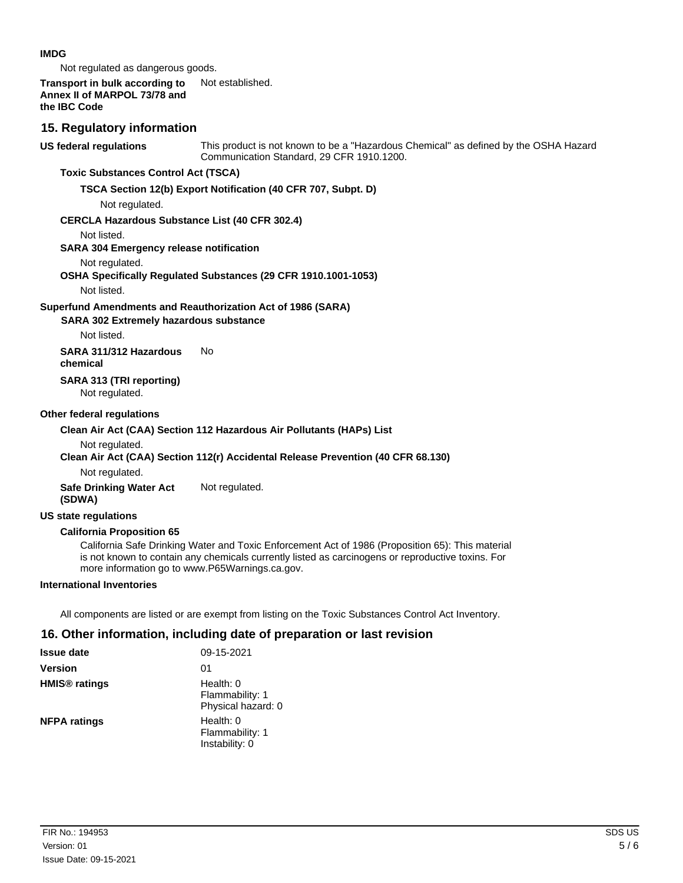**IMDG**

Not regulated as dangerous goods.

**Transport in bulk according to Annex II of MARPOL 73/78 and the IBC Code** Not established.

## 15. Regulatory information

**US federal regulations** This product is not known to be a "Hazardous Chemical" as defined by the OSHA Hazard Communication Standard, 29 CFR 1910.1200.

**Toxic Substances Control Act (TSCA)**

**TSCA Section 12(b) Export Notification (40 CFR 707, Subpt. D)**

Not regulated.

**CERCLA Hazardous Substance List (40 CFR 302.4)**

Not listed.

**SARA 304 Emergency release notification**

Not regulated.

**OSHA Specifically Regulated Substances (29 CFR 1910.1001-1053)**

Not listed.

**Superfund Amendments and Reauthorization Act of 1986 (SARA)**

**SARA 302 Extremely hazardous substance**

Not listed.

**SARA 311/312 Hazardous chemical** No

**SARA 313 (TRI reporting)**

Not regulated.

**Other federal regulations**

**Clean Air Act (CAA) Section 112 Hazardous Air Pollutants (HAPs) List**

Not regulated.

**Clean Air Act (CAA) Section 112(r) Accidental Release Prevention (40 CFR 68.130)**

Not regulated.

**Safe Drinking Water Act (SDWA)** Not regulated.

**US state regulations**

**California Proposition 65**

California Safe Drinking Water and Toxic Enforcement Act of 1986 (Proposition 65): This material is not known to contain any chemicals currently listed as carcinogens or reproductive toxins. For more information go to www.P65Warnings.ca.gov.

**International Inventories**

All components are listed or are exempt from listing on the Toxic Substances Control Act Inventory.

## 16. Other information, including date of preparation or last revision

**Issue date** 09-15-2021

**Version** 01

**HMIS® ratings** Health: 0
Flammability: 1
Physical hazard: 0

**NFPA ratings** Health: 0
Flammability: 1
Instability: 0

FIR No.: 194953
Version: 01
Issue Date: 09-15-2021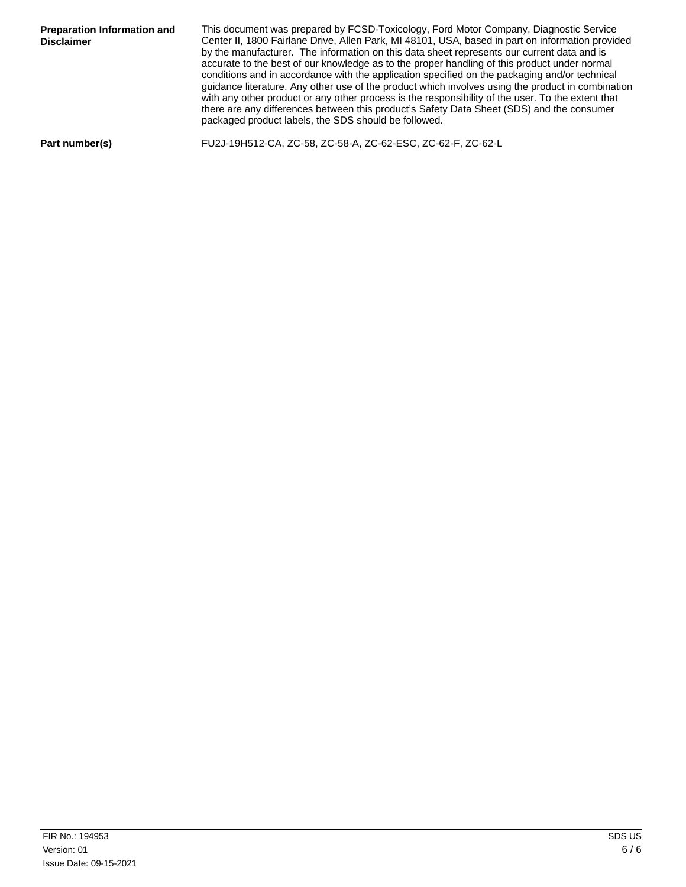**Preparation Information and Disclaimer**

This document was prepared by FCSD-Toxicology, Ford Motor Company, Diagnostic Service Center II, 1800 Fairlane Drive, Allen Park, MI 48101, USA, based in part on information provided by the manufacturer. The information on this data sheet represents our current data and is accurate to the best of our knowledge as to the proper handling of this product under normal conditions and in accordance with the application specified on the packaging and/or technical guidance literature. Any other use of the product which involves using the product in combination with any other product or any other process is the responsibility of the user. To the extent that there are any differences between this product's Safety Data Sheet (SDS) and the consumer packaged product labels, the SDS should be followed.

**Part number(s)**

FU2J-19H512-CA, ZC-58, ZC-58-A, ZC-62-ESC, ZC-62-F, ZC-62-L